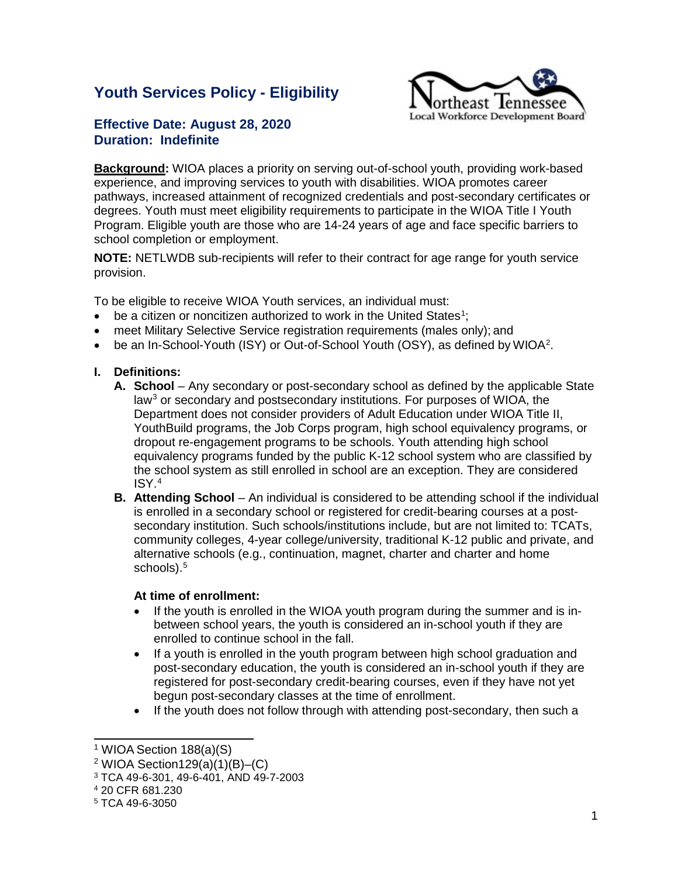# Youth Services Policy - Eligibility

**Effective Date: August 28, 2020**
**Duration: Indefinite**

**Background:** WIOA places a priority on serving out-of-school youth, providing work-based experience, and improving services to youth with disabilities. WIOA promotes career pathways, increased attainment of recognized credentials and post-secondary certificates or degrees. Youth must meet eligibility requirements to participate in the WIOA Title I Youth Program. Eligible youth are those who are 14-24 years of age and face specific barriers to school completion or employment.

**NOTE:** NETLWDB sub-recipients will refer to their contract for age range for youth service provision.

To be eligible to receive WIOA Youth services, an individual must:

- be a citizen or noncitizen authorized to work in the United States[1];
- meet Military Selective Service registration requirements (males only); and
- be an In-School-Youth (ISY) or Out-of-School Youth (OSY), as defined by WIOA[2].

## I. Definitions:

**A. School** – Any secondary or post-secondary school as defined by the applicable State law[3] or secondary and postsecondary institutions. For purposes of WIOA, the Department does not consider providers of Adult Education under WIOA Title II, YouthBuild programs, the Job Corps program, high school equivalency programs, or dropout re-engagement programs to be schools. Youth attending high school equivalency programs funded by the public K-12 school system who are classified by the school system as still enrolled in school are an exception. They are considered ISY.[4]

**B. Attending School** – An individual is considered to be attending school if the individual is enrolled in a secondary school or registered for credit-bearing courses at a post-secondary institution. Such schools/institutions include, but are not limited to: TCATs, community colleges, 4-year college/university, traditional K-12 public and private, and alternative schools (e.g., continuation, magnet, charter and charter and home schools).[5]

**At time of enrollment:**

- If the youth is enrolled in the WIOA youth program during the summer and is in-between school years, the youth is considered an in-school youth if they are enrolled to continue school in the fall.
- If a youth is enrolled in the youth program between high school graduation and post-secondary education, the youth is considered an in-school youth if they are registered for post-secondary credit-bearing courses, even if they have not yet begun post-secondary classes at the time of enrollment.
- If the youth does not follow through with attending post-secondary, then such a

---

[1] WIOA Section 188(a)(S)

[2] WIOA Section129(a)(1)(B)–(C)

[3] TCA 49-6-301, 49-6-401, AND 49-7-2003

[4] 20 CFR 681.230

[5] TCA 49-6-3050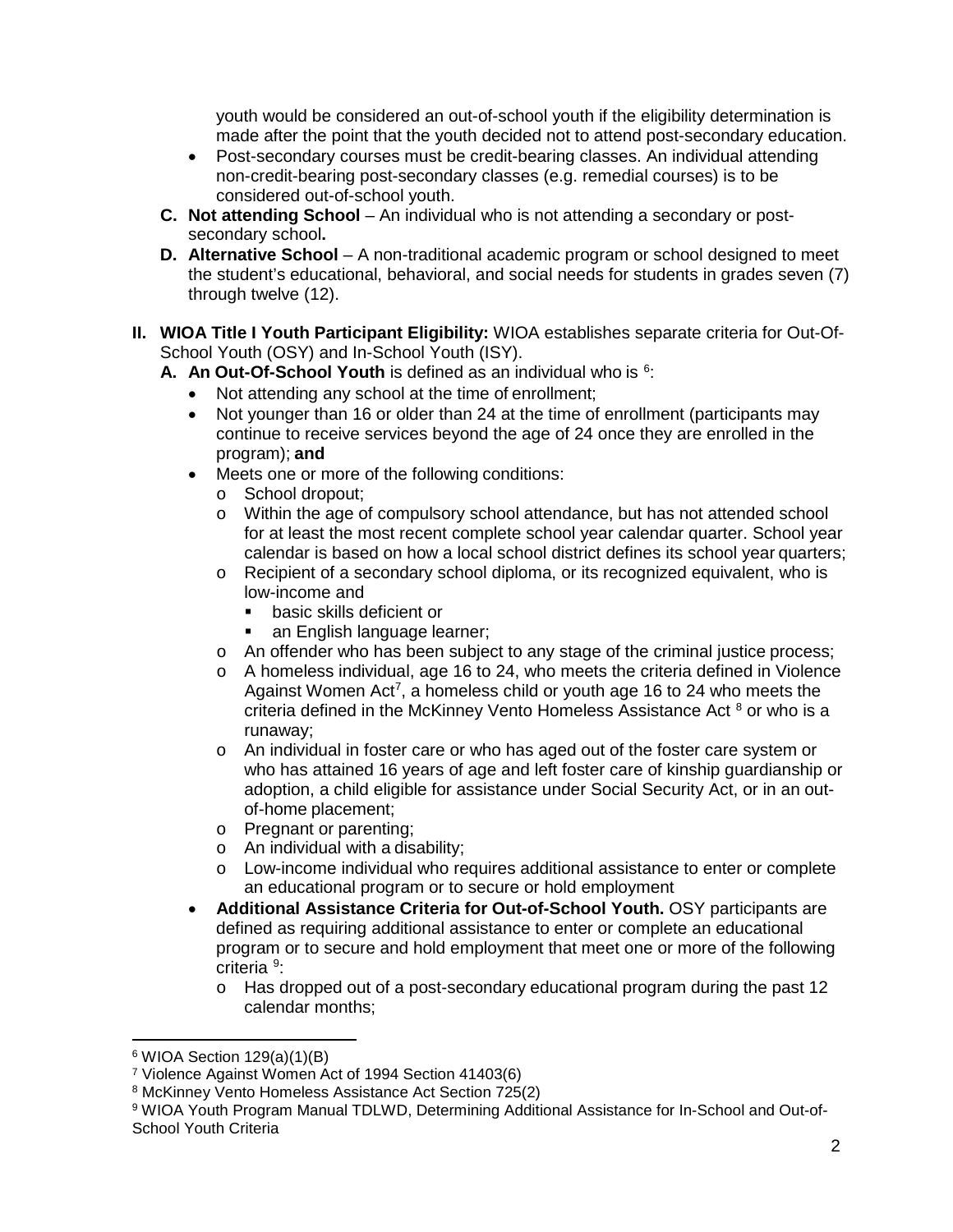youth would be considered an out-of-school youth if the eligibility determination is made after the point that the youth decided not to attend post-secondary education.
- Post-secondary courses must be credit-bearing classes. An individual attending non-credit-bearing post-secondary classes (e.g. remedial courses) is to be considered out-of-school youth.

**C. Not attending School** – An individual who is not attending a secondary or post-secondary school**.**

**D. Alternative School** – A non-traditional academic program or school designed to meet the student's educational, behavioral, and social needs for students in grades seven (7) through twelve (12).

**II. WIOA Title I Youth Participant Eligibility:** WIOA establishes separate criteria for Out-Of-School Youth (OSY) and In-School Youth (ISY).

**A. An Out-Of-School Youth** is defined as an individual who is [6]:

- Not attending any school at the time of enrollment;
- Not younger than 16 or older than 24 at the time of enrollment (participants may continue to receive services beyond the age of 24 once they are enrolled in the program); **and**
- Meets one or more of the following conditions:
  - School dropout;
  - Within the age of compulsory school attendance, but has not attended school for at least the most recent complete school year calendar quarter. School year calendar is based on how a local school district defines its school year quarters;
  - Recipient of a secondary school diploma, or its recognized equivalent, who is low-income and
    - basic skills deficient or
    - an English language learner;
  - An offender who has been subject to any stage of the criminal justice process;
  - A homeless individual, age 16 to 24, who meets the criteria defined in Violence Against Women Act[7], a homeless child or youth age 16 to 24 who meets the criteria defined in the McKinney Vento Homeless Assistance Act [8] or who is a runaway;
  - An individual in foster care or who has aged out of the foster care system or who has attained 16 years of age and left foster care of kinship guardianship or adoption, a child eligible for assistance under Social Security Act, or in an out-of-home placement;
  - Pregnant or parenting;
  - An individual with a disability;
  - Low-income individual who requires additional assistance to enter or complete an educational program or to secure or hold employment
- **Additional Assistance Criteria for Out-of-School Youth.** OSY participants are defined as requiring additional assistance to enter or complete an educational program or to secure and hold employment that meet one or more of the following criteria [9]:
  - Has dropped out of a post-secondary educational program during the past 12 calendar months;

---

[6] WIOA Section 129(a)(1)(B)

[7] Violence Against Women Act of 1994 Section 41403(6)

[8] McKinney Vento Homeless Assistance Act Section 725(2)

[9] WIOA Youth Program Manual TDLWD, Determining Additional Assistance for In-School and Out-of-School Youth Criteria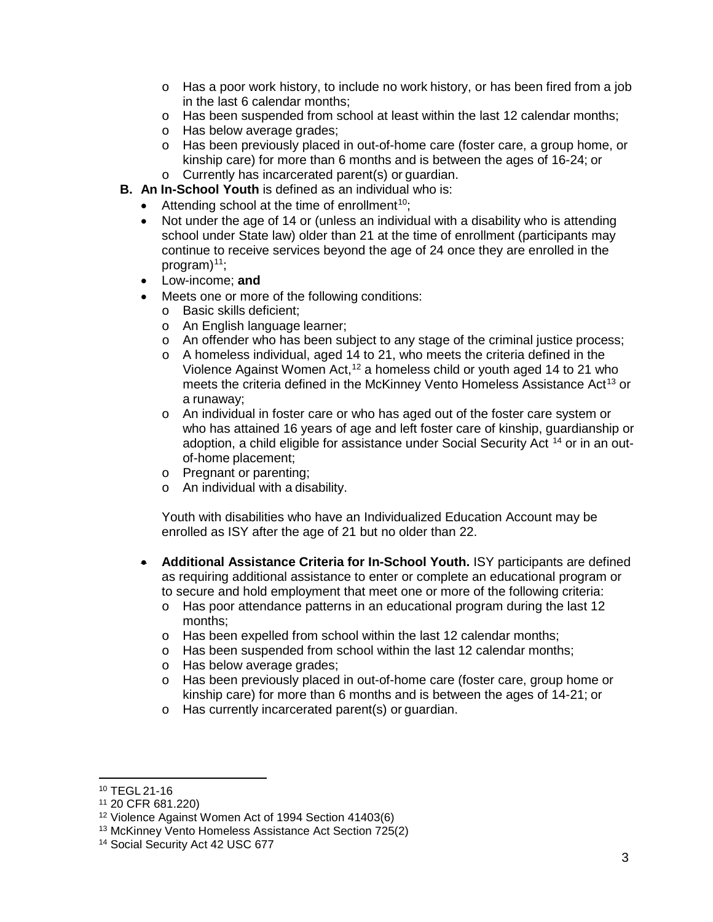- Has a poor work history, to include no work history, or has been fired from a job in the last 6 calendar months;
  - Has been suspended from school at least within the last 12 calendar months;
  - Has below average grades;
  - Has been previously placed in out-of-home care (foster care, a group home, or kinship care) for more than 6 months and is between the ages of 16-24; or
  - Currently has incarcerated parent(s) or guardian.

**B. An In-School Youth** is defined as an individual who is:

- Attending school at the time of enrollment[10];
- Not under the age of 14 or (unless an individual with a disability who is attending school under State law) older than 21 at the time of enrollment (participants may continue to receive services beyond the age of 24 once they are enrolled in the program)[11];
- Low-income; **and**
- Meets one or more of the following conditions:
  - Basic skills deficient;
  - An English language learner;
  - An offender who has been subject to any stage of the criminal justice process;
  - A homeless individual, aged 14 to 21, who meets the criteria defined in the Violence Against Women Act,[12] a homeless child or youth aged 14 to 21 who meets the criteria defined in the McKinney Vento Homeless Assistance Act[13] or a runaway;
  - An individual in foster care or who has aged out of the foster care system or who has attained 16 years of age and left foster care of kinship, guardianship or adoption, a child eligible for assistance under Social Security Act [14] or in an out-of-home placement;
  - Pregnant or parenting;
  - An individual with a disability.

  Youth with disabilities who have an Individualized Education Account may be enrolled as ISY after the age of 21 but no older than 22.

- **Additional Assistance Criteria for In-School Youth.** ISY participants are defined as requiring additional assistance to enter or complete an educational program or to secure and hold employment that meet one or more of the following criteria:
  - Has poor attendance patterns in an educational program during the last 12 months;
  - Has been expelled from school within the last 12 calendar months;
  - Has been suspended from school within the last 12 calendar months;
  - Has below average grades;
  - Has been previously placed in out-of-home care (foster care, group home or kinship care) for more than 6 months and is between the ages of 14-21; or
  - Has currently incarcerated parent(s) or guardian.

---

[10] TEGL 21-16

[11] 20 CFR 681.220)

[12] Violence Against Women Act of 1994 Section 41403(6)

[13] McKinney Vento Homeless Assistance Act Section 725(2)

[14] Social Security Act 42 USC 677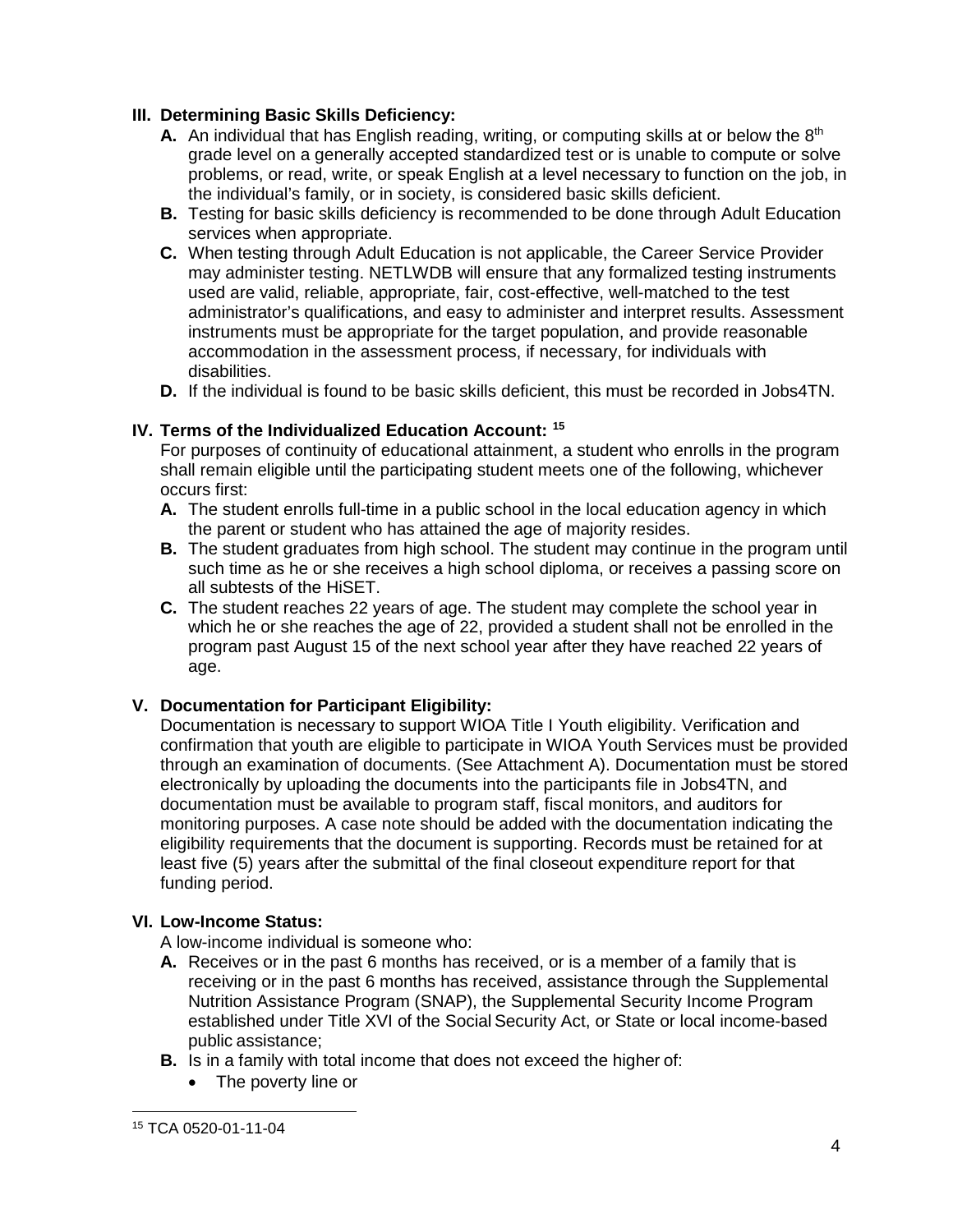## III. Determining Basic Skills Deficiency:

**A.** An individual that has English reading, writing, or computing skills at or below the 8th grade level on a generally accepted standardized test or is unable to compute or solve problems, or read, write, or speak English at a level necessary to function on the job, in the individual's family, or in society, is considered basic skills deficient.

**B.** Testing for basic skills deficiency is recommended to be done through Adult Education services when appropriate.

**C.** When testing through Adult Education is not applicable, the Career Service Provider may administer testing. NETLWDB will ensure that any formalized testing instruments used are valid, reliable, appropriate, fair, cost-effective, well-matched to the test administrator's qualifications, and easy to administer and interpret results. Assessment instruments must be appropriate for the target population, and provide reasonable accommodation in the assessment process, if necessary, for individuals with disabilities.

**D.** If the individual is found to be basic skills deficient, this must be recorded in Jobs4TN.

## IV. Terms of the Individualized Education Account: [15]

For purposes of continuity of educational attainment, a student who enrolls in the program shall remain eligible until the participating student meets one of the following, whichever occurs first:

**A.** The student enrolls full-time in a public school in the local education agency in which the parent or student who has attained the age of majority resides.

**B.** The student graduates from high school. The student may continue in the program until such time as he or she receives a high school diploma, or receives a passing score on all subtests of the HiSET.

**C.** The student reaches 22 years of age. The student may complete the school year in which he or she reaches the age of 22, provided a student shall not be enrolled in the program past August 15 of the next school year after they have reached 22 years of age.

## V. Documentation for Participant Eligibility:

Documentation is necessary to support WIOA Title I Youth eligibility. Verification and confirmation that youth are eligible to participate in WIOA Youth Services must be provided through an examination of documents. (See Attachment A). Documentation must be stored electronically by uploading the documents into the participants file in Jobs4TN, and documentation must be available to program staff, fiscal monitors, and auditors for monitoring purposes. A case note should be added with the documentation indicating the eligibility requirements that the document is supporting. Records must be retained for at least five (5) years after the submittal of the final closeout expenditure report for that funding period.

## VI. Low-Income Status:

A low-income individual is someone who:

**A.** Receives or in the past 6 months has received, or is a member of a family that is receiving or in the past 6 months has received, assistance through the Supplemental Nutrition Assistance Program (SNAP), the Supplemental Security Income Program established under Title XVI of the Social Security Act, or State or local income-based public assistance;

**B.** Is in a family with total income that does not exceed the higher of:

- The poverty line or

---

[15] TCA 0520-01-11-04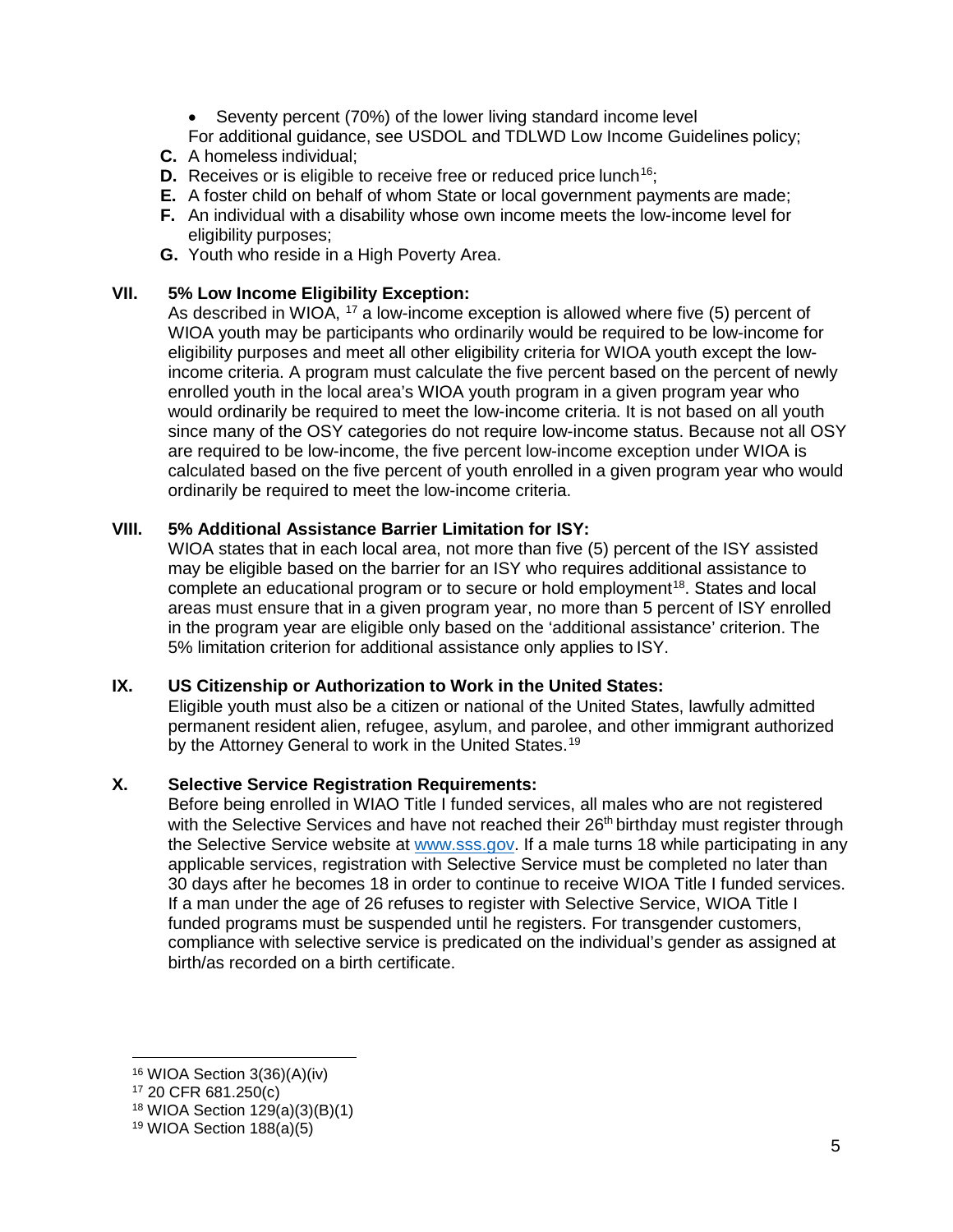- Seventy percent (70%) of the lower living standard income level

For additional guidance, see USDOL and TDLWD Low Income Guidelines policy;

**C.** A homeless individual;

**D.** Receives or is eligible to receive free or reduced price lunch[16];

**E.** A foster child on behalf of whom State or local government payments are made;

**F.** An individual with a disability whose own income meets the low-income level for eligibility purposes;

**G.** Youth who reside in a High Poverty Area.

## VII. 5% Low Income Eligibility Exception:

As described in WIOA, [17] a low-income exception is allowed where five (5) percent of WIOA youth may be participants who ordinarily would be required to be low-income for eligibility purposes and meet all other eligibility criteria for WIOA youth except the low-income criteria. A program must calculate the five percent based on the percent of newly enrolled youth in the local area's WIOA youth program in a given program year who would ordinarily be required to meet the low-income criteria. It is not based on all youth since many of the OSY categories do not require low-income status. Because not all OSY are required to be low-income, the five percent low-income exception under WIOA is calculated based on the five percent of youth enrolled in a given program year who would ordinarily be required to meet the low-income criteria.

## VIII. 5% Additional Assistance Barrier Limitation for ISY:

WIOA states that in each local area, not more than five (5) percent of the ISY assisted may be eligible based on the barrier for an ISY who requires additional assistance to complete an educational program or to secure or hold employment[18]. States and local areas must ensure that in a given program year, no more than 5 percent of ISY enrolled in the program year are eligible only based on the 'additional assistance' criterion. The 5% limitation criterion for additional assistance only applies to ISY.

## IX. US Citizenship or Authorization to Work in the United States:

Eligible youth must also be a citizen or national of the United States, lawfully admitted permanent resident alien, refugee, asylum, and parolee, and other immigrant authorized by the Attorney General to work in the United States.[19]

## X. Selective Service Registration Requirements:

Before being enrolled in WIAO Title I funded services, all males who are not registered with the Selective Services and have not reached their 26th birthday must register through the Selective Service website at [www.sss.gov](http://www.sss.gov). If a male turns 18 while participating in any applicable services, registration with Selective Service must be completed no later than 30 days after he becomes 18 in order to continue to receive WIOA Title I funded services. If a man under the age of 26 refuses to register with Selective Service, WIOA Title I funded programs must be suspended until he registers. For transgender customers, compliance with selective service is predicated on the individual's gender as assigned at birth/as recorded on a birth certificate.

---

[16] WIOA Section 3(36)(A)(iv)

[17] 20 CFR 681.250(c)

[18] WIOA Section 129(a)(3)(B)(1)

[19] WIOA Section 188(a)(5)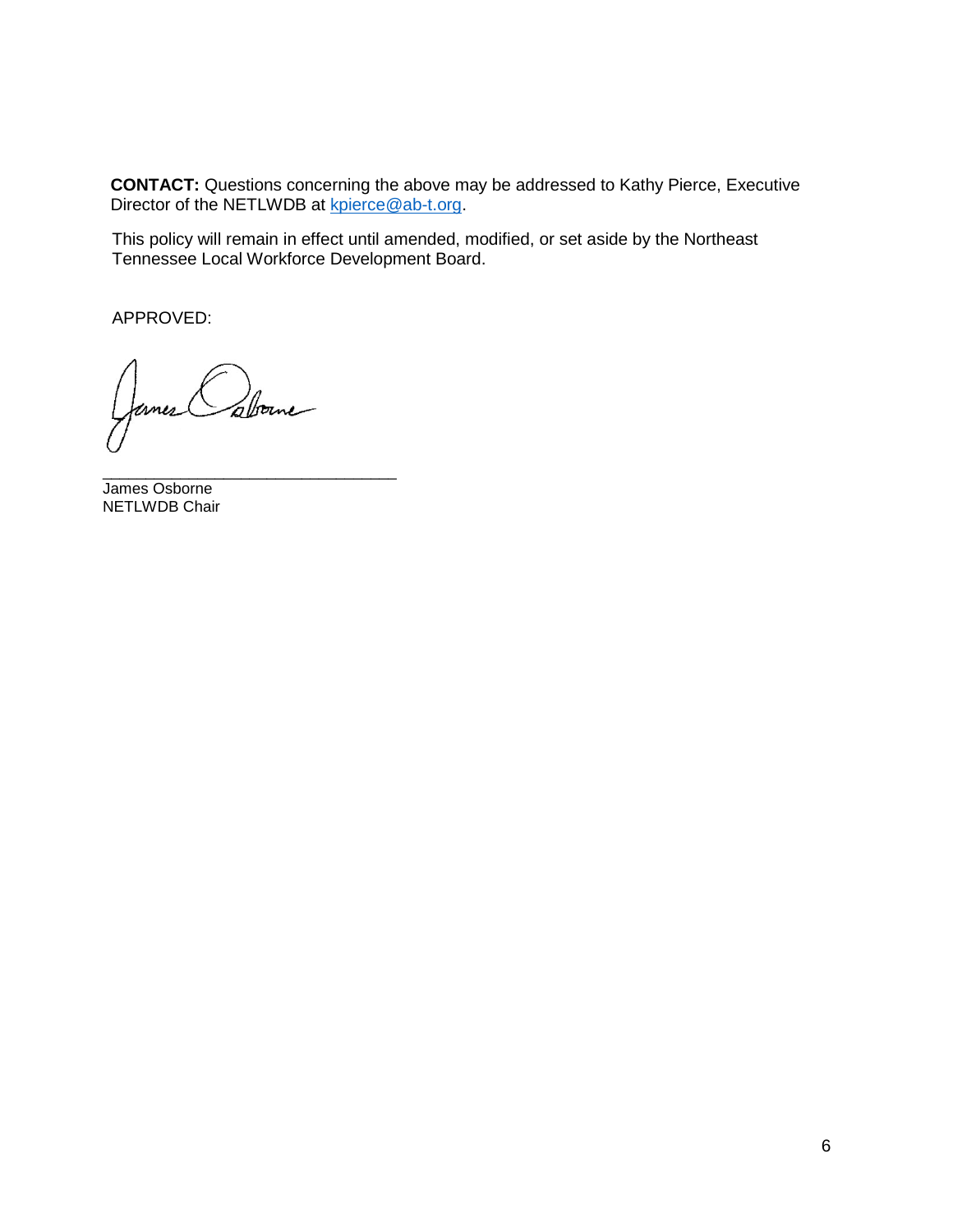**CONTACT:** Questions concerning the above may be addressed to Kathy Pierce, Executive Director of the NETLWDB at kpierce@ab-t.org.

This policy will remain in effect until amended, modified, or set aside by the Northeast Tennessee Local Workforce Development Board.

APPROVED:

_________________________________
James Osborne
NETLWDB Chair